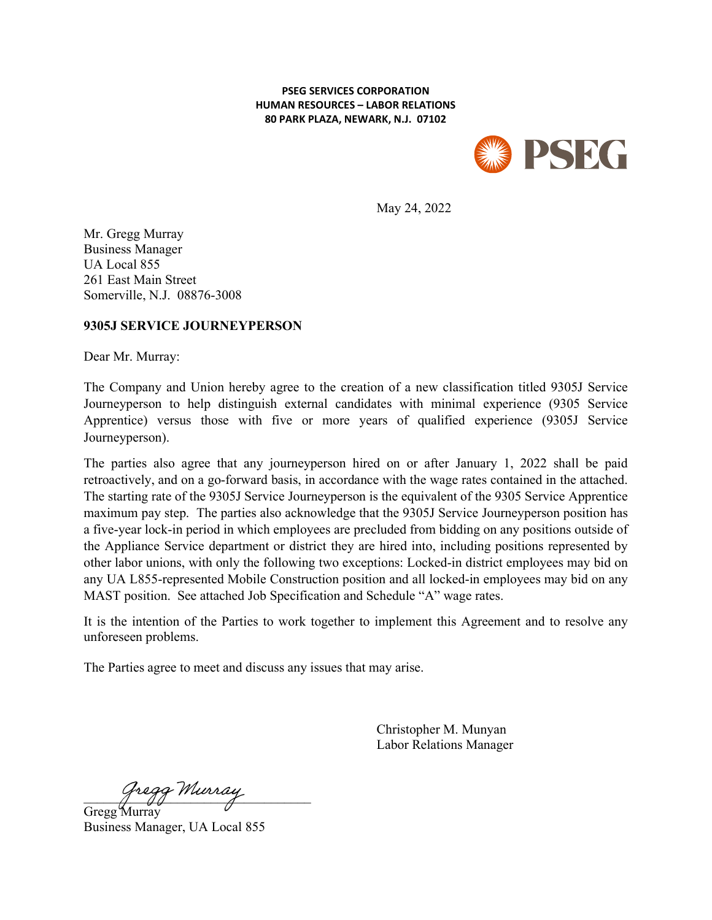**PSEG SERVICES CORPORATION**
**HUMAN RESOURCES – LABOR RELATIONS**
**80 PARK PLAZA, NEWARK, N.J. 07102**

PSEG

May 24, 2022

Mr. Gregg Murray
Business Manager
UA Local 855
261 East Main Street
Somerville, N.J. 08876-3008

**9305J SERVICE JOURNEYPERSON**

Dear Mr. Murray:

The Company and Union hereby agree to the creation of a new classification titled 9305J Service Journeyperson to help distinguish external candidates with minimal experience (9305 Service Apprentice) versus those with five or more years of qualified experience (9305J Service Journeyperson).

The parties also agree that any journeyperson hired on or after January 1, 2022 shall be paid retroactively, and on a go-forward basis, in accordance with the wage rates contained in the attached. The starting rate of the 9305J Service Journeyperson is the equivalent of the 9305 Service Apprentice maximum pay step. The parties also acknowledge that the 9305J Service Journeyperson position has a five-year lock-in period in which employees are precluded from bidding on any positions outside of the Appliance Service department or district they are hired into, including positions represented by other labor unions, with only the following two exceptions: Locked-in district employees may bid on any UA L855-represented Mobile Construction position and all locked-in employees may bid on any MAST position. See attached Job Specification and Schedule "A" wage rates.

It is the intention of the Parties to work together to implement this Agreement and to resolve any unforeseen problems.

The Parties agree to meet and discuss any issues that may arise.

Christopher M. Munyan
Labor Relations Manager

Gregg Murray
Gregg Murray
Business Manager, UA Local 855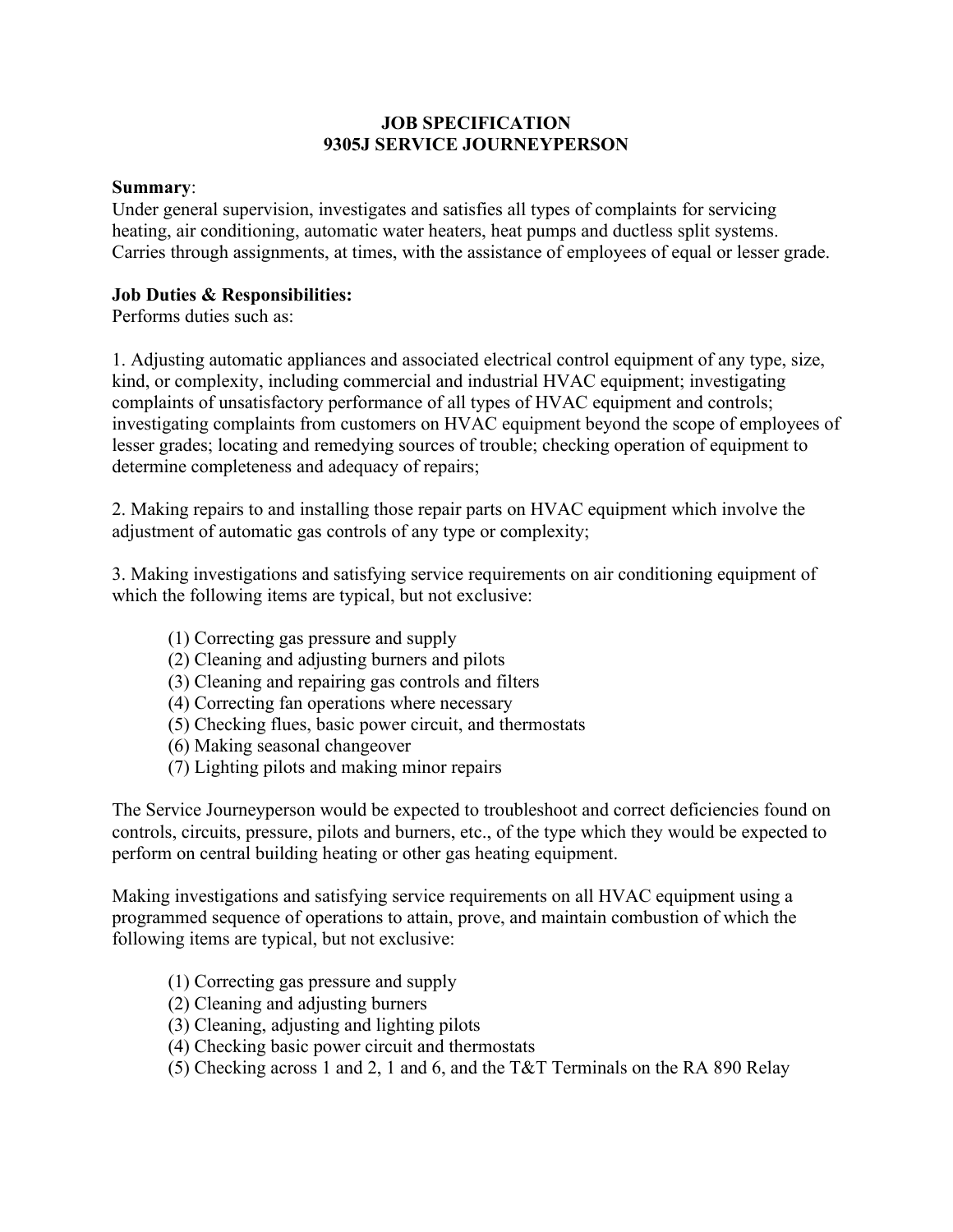**JOB SPECIFICATION**
**9305J SERVICE JOURNEYPERSON**

**Summary**:
Under general supervision, investigates and satisfies all types of complaints for servicing heating, air conditioning, automatic water heaters, heat pumps and ductless split systems. Carries through assignments, at times, with the assistance of employees of equal or lesser grade.

**Job Duties & Responsibilities:**
Performs duties such as:

1. Adjusting automatic appliances and associated electrical control equipment of any type, size, kind, or complexity, including commercial and industrial HVAC equipment; investigating complaints of unsatisfactory performance of all types of HVAC equipment and controls; investigating complaints from customers on HVAC equipment beyond the scope of employees of lesser grades; locating and remedying sources of trouble; checking operation of equipment to determine completeness and adequacy of repairs;

2. Making repairs to and installing those repair parts on HVAC equipment which involve the adjustment of automatic gas controls of any type or complexity;

3. Making investigations and satisfying service requirements on air conditioning equipment of which the following items are typical, but not exclusive:

   (1) Correcting gas pressure and supply
   (2) Cleaning and adjusting burners and pilots
   (3) Cleaning and repairing gas controls and filters
   (4) Correcting fan operations where necessary
   (5) Checking flues, basic power circuit, and thermostats
   (6) Making seasonal changeover
   (7) Lighting pilots and making minor repairs

The Service Journeyperson would be expected to troubleshoot and correct deficiencies found on controls, circuits, pressure, pilots and burners, etc., of the type which they would be expected to perform on central building heating or other gas heating equipment.

Making investigations and satisfying service requirements on all HVAC equipment using a programmed sequence of operations to attain, prove, and maintain combustion of which the following items are typical, but not exclusive:

   (1) Correcting gas pressure and supply
   (2) Cleaning and adjusting burners
   (3) Cleaning, adjusting and lighting pilots
   (4) Checking basic power circuit and thermostats
   (5) Checking across 1 and 2, 1 and 6, and the T&T Terminals on the RA 890 Relay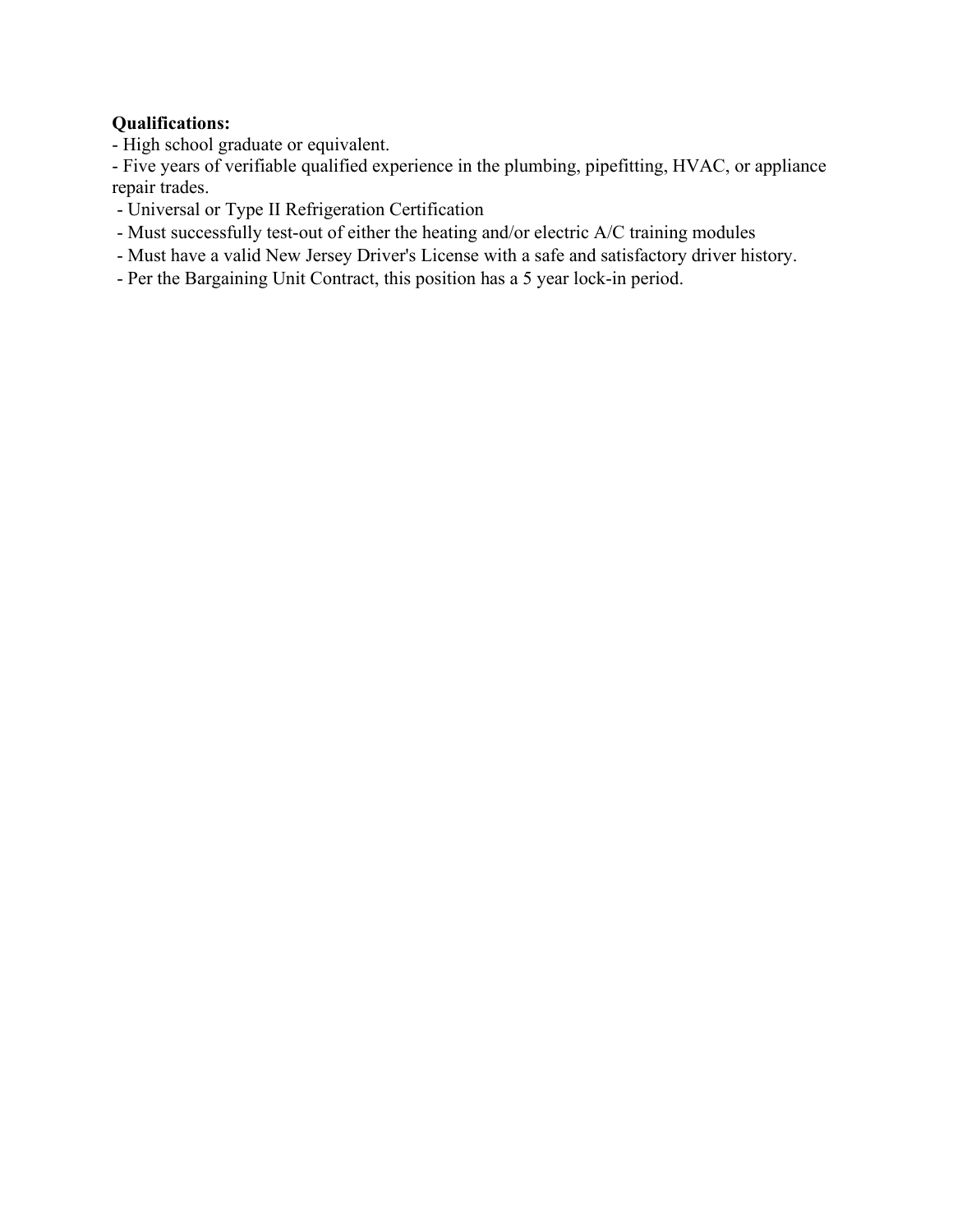**Qualifications:**

- High school graduate or equivalent.
- Five years of verifiable qualified experience in the plumbing, pipefitting, HVAC, or appliance repair trades.
- Universal or Type II Refrigeration Certification
- Must successfully test-out of either the heating and/or electric A/C training modules
- Must have a valid New Jersey Driver's License with a safe and satisfactory driver history.
- Per the Bargaining Unit Contract, this position has a 5 year lock-in period.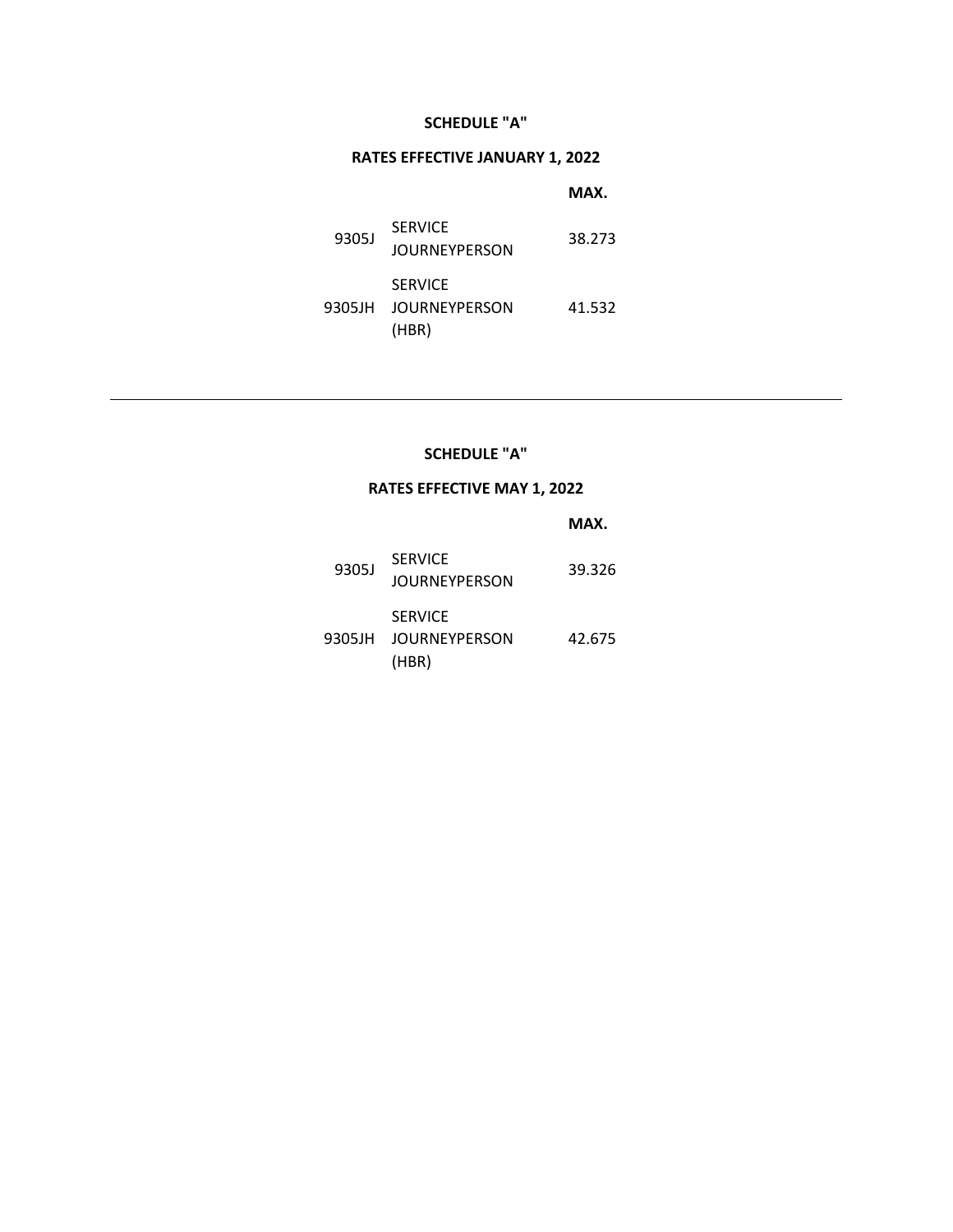**SCHEDULE "A"**

**RATES EFFECTIVE JANUARY 1, 2022**

| | | MAX. |
|---|---|---|
| 9305J | SERVICE JOURNEYPERSON | 38.273 |
| 9305JH | SERVICE JOURNEYPERSON (HBR) | 41.532 |

---

**SCHEDULE "A"**

**RATES EFFECTIVE MAY 1, 2022**

| | | MAX. |
|---|---|---|
| 9305J | SERVICE JOURNEYPERSON | 39.326 |
| 9305JH | SERVICE JOURNEYPERSON (HBR) | 42.675 |